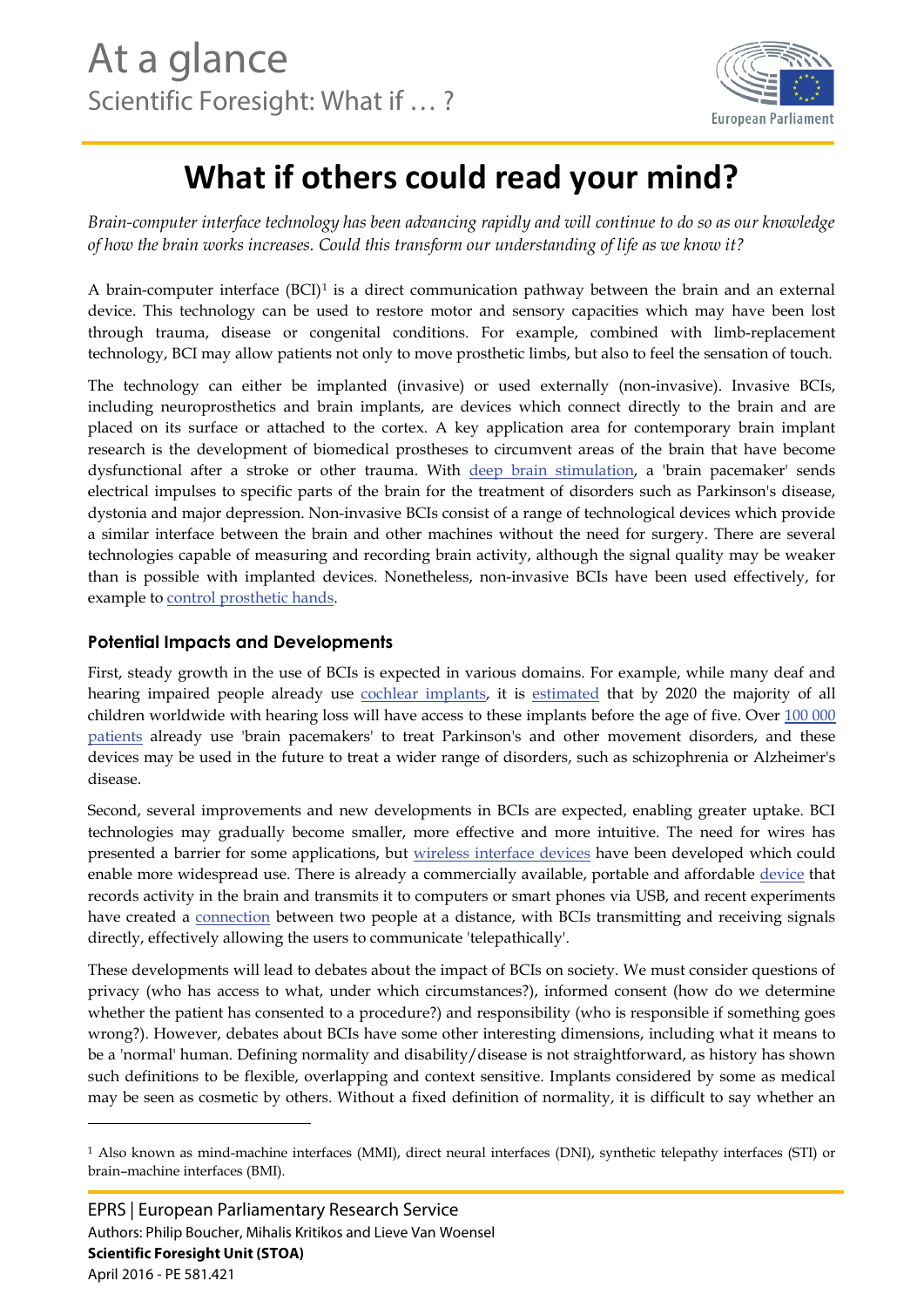At a glance

Scientific Foresight: What if … ?

# What if others could read your mind?

*Brain-computer interface technology has been advancing rapidly and will continue to do so as our knowledge of how the brain works increases. Could this transform our understanding of life as we know it?*

A brain-computer interface (BCI)[1] is a direct communication pathway between the brain and an external device. This technology can be used to restore motor and sensory capacities which may have been lost through trauma, disease or congenital conditions. For example, combined with limb-replacement technology, BCI may allow patients not only to move prosthetic limbs, but also to feel the sensation of touch.

The technology can either be implanted (invasive) or used externally (non-invasive). Invasive BCIs, including neuroprosthetics and brain implants, are devices which connect directly to the brain and are placed on its surface or attached to the cortex. A key application area for contemporary brain implant research is the development of biomedical prostheses to circumvent areas of the brain that have become dysfunctional after a stroke or other trauma. With deep brain stimulation, a 'brain pacemaker' sends electrical impulses to specific parts of the brain for the treatment of disorders such as Parkinson's disease, dystonia and major depression. Non-invasive BCIs consist of a range of technological devices which provide a similar interface between the brain and other machines without the need for surgery. There are several technologies capable of measuring and recording brain activity, although the signal quality may be weaker than is possible with implanted devices. Nonetheless, non-invasive BCIs have been used effectively, for example to control prosthetic hands.

## Potential Impacts and Developments

First, steady growth in the use of BCIs is expected in various domains. For example, while many deaf and hearing impaired people already use cochlear implants, it is estimated that by 2020 the majority of all children worldwide with hearing loss will have access to these implants before the age of five. Over 100 000 patients already use 'brain pacemakers' to treat Parkinson's and other movement disorders, and these devices may be used in the future to treat a wider range of disorders, such as schizophrenia or Alzheimer's disease.

Second, several improvements and new developments in BCIs are expected, enabling greater uptake. BCI technologies may gradually become smaller, more effective and more intuitive. The need for wires has presented a barrier for some applications, but wireless interface devices have been developed which could enable more widespread use. There is already a commercially available, portable and affordable device that records activity in the brain and transmits it to computers or smart phones via USB, and recent experiments have created a connection between two people at a distance, with BCIs transmitting and receiving signals directly, effectively allowing the users to communicate 'telepathically'.

These developments will lead to debates about the impact of BCIs on society. We must consider questions of privacy (who has access to what, under which circumstances?), informed consent (how do we determine whether the patient has consented to a procedure?) and responsibility (who is responsible if something goes wrong?). However, debates about BCIs have some other interesting dimensions, including what it means to be a 'normal' human. Defining normality and disability/disease is not straightforward, as history has shown such definitions to be flexible, overlapping and context sensitive. Implants considered by some as medical may be seen as cosmetic by others. Without a fixed definition of normality, it is difficult to say whether an

[1] Also known as mind-machine interfaces (MMI), direct neural interfaces (DNI), synthetic telepathy interfaces (STI) or brain–machine interfaces (BMI).

EPRS | European Parliamentary Research Service

Authors: Philip Boucher, Mihalis Kritikos and Lieve Van Woensel

**Scientific Foresight Unit (STOA)**

April 2016 - PE 581.421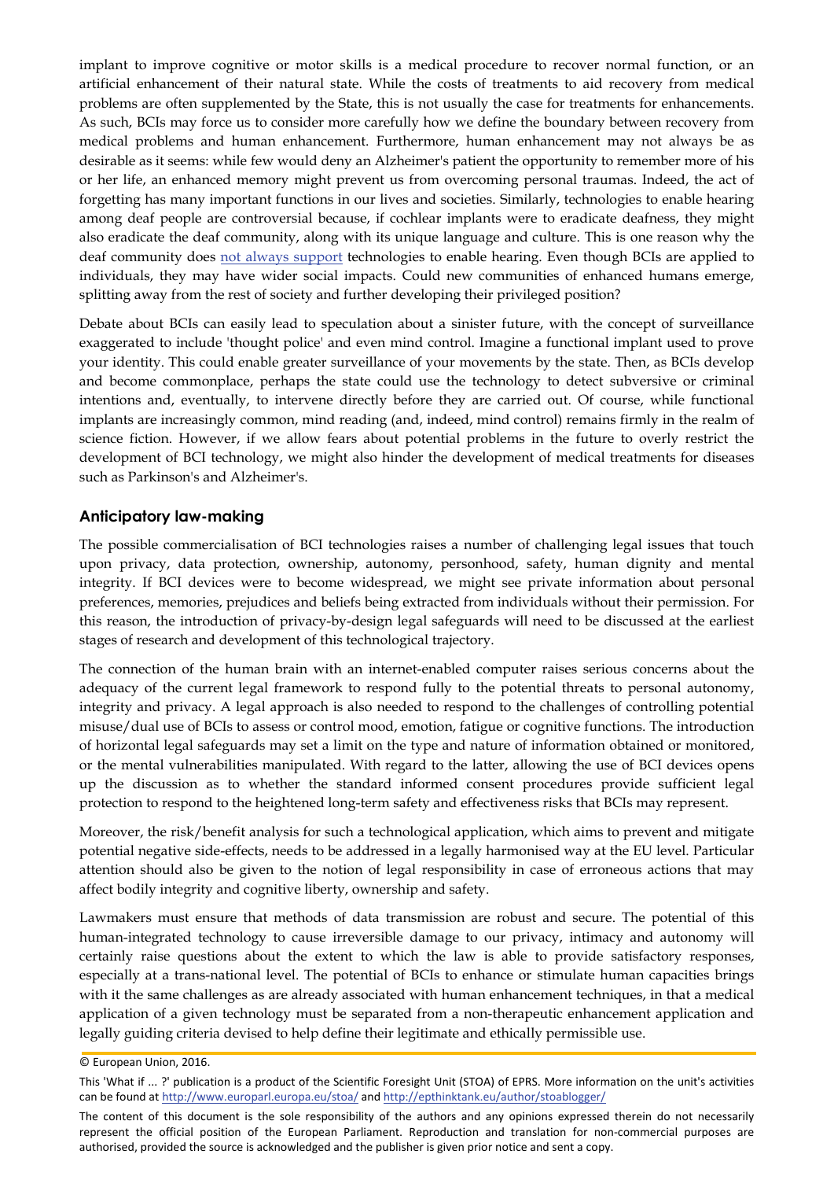implant to improve cognitive or motor skills is a medical procedure to recover normal function, or an artificial enhancement of their natural state. While the costs of treatments to aid recovery from medical problems are often supplemented by the State, this is not usually the case for treatments for enhancements. As such, BCIs may force us to consider more carefully how we define the boundary between recovery from medical problems and human enhancement. Furthermore, human enhancement may not always be as desirable as it seems: while few would deny an Alzheimer's patient the opportunity to remember more of his or her life, an enhanced memory might prevent us from overcoming personal traumas. Indeed, the act of forgetting has many important functions in our lives and societies. Similarly, technologies to enable hearing among deaf people are controversial because, if cochlear implants were to eradicate deafness, they might also eradicate the deaf community, along with its unique language and culture. This is one reason why the deaf community does [not always support](#) technologies to enable hearing. Even though BCIs are applied to individuals, they may have wider social impacts. Could new communities of enhanced humans emerge, splitting away from the rest of society and further developing their privileged position?

Debate about BCIs can easily lead to speculation about a sinister future, with the concept of surveillance exaggerated to include 'thought police' and even mind control. Imagine a functional implant used to prove your identity. This could enable greater surveillance of your movements by the state. Then, as BCIs develop and become commonplace, perhaps the state could use the technology to detect subversive or criminal intentions and, eventually, to intervene directly before they are carried out. Of course, while functional implants are increasingly common, mind reading (and, indeed, mind control) remains firmly in the realm of science fiction. However, if we allow fears about potential problems in the future to overly restrict the development of BCI technology, we might also hinder the development of medical treatments for diseases such as Parkinson's and Alzheimer's.

## Anticipatory law-making

The possible commercialisation of BCI technologies raises a number of challenging legal issues that touch upon privacy, data protection, ownership, autonomy, personhood, safety, human dignity and mental integrity. If BCI devices were to become widespread, we might see private information about personal preferences, memories, prejudices and beliefs being extracted from individuals without their permission. For this reason, the introduction of privacy-by-design legal safeguards will need to be discussed at the earliest stages of research and development of this technological trajectory.

The connection of the human brain with an internet-enabled computer raises serious concerns about the adequacy of the current legal framework to respond fully to the potential threats to personal autonomy, integrity and privacy. A legal approach is also needed to respond to the challenges of controlling potential misuse/dual use of BCIs to assess or control mood, emotion, fatigue or cognitive functions. The introduction of horizontal legal safeguards may set a limit on the type and nature of information obtained or monitored, or the mental vulnerabilities manipulated. With regard to the latter, allowing the use of BCI devices opens up the discussion as to whether the standard informed consent procedures provide sufficient legal protection to respond to the heightened long-term safety and effectiveness risks that BCIs may represent.

Moreover, the risk/benefit analysis for such a technological application, which aims to prevent and mitigate potential negative side-effects, needs to be addressed in a legally harmonised way at the EU level. Particular attention should also be given to the notion of legal responsibility in case of erroneous actions that may affect bodily integrity and cognitive liberty, ownership and safety.

Lawmakers must ensure that methods of data transmission are robust and secure. The potential of this human-integrated technology to cause irreversible damage to our privacy, intimacy and autonomy will certainly raise questions about the extent to which the law is able to provide satisfactory responses, especially at a trans-national level. The potential of BCIs to enhance or stimulate human capacities brings with it the same challenges as are already associated with human enhancement techniques, in that a medical application of a given technology must be separated from a non-therapeutic enhancement application and legally guiding criteria devised to help define their legitimate and ethically permissible use.

---

© European Union, 2016.

This 'What if ... ?' publication is a product of the Scientific Foresight Unit (STOA) of EPRS. More information on the unit's activities can be found at http://www.europarl.europa.eu/stoa/ and http://epthinktank.eu/author/stoablogger/

The content of this document is the sole responsibility of the authors and any opinions expressed therein do not necessarily represent the official position of the European Parliament. Reproduction and translation for non-commercial purposes are authorised, provided the source is acknowledged and the publisher is given prior notice and sent a copy.